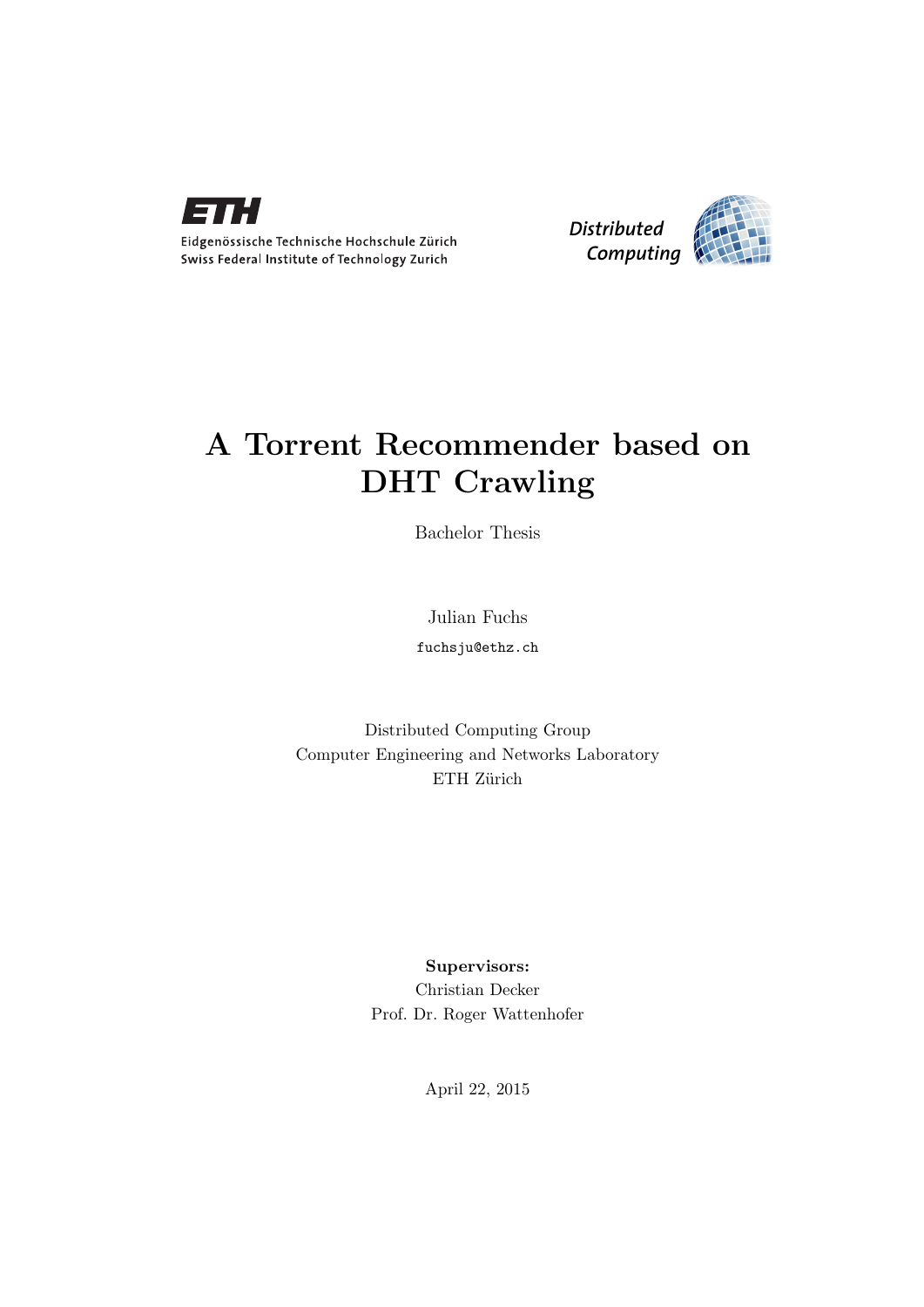ETH

Eidgenössische Technische Hochschule Zürich
Swiss Federal Institute of Technology Zurich

Distributed Computing

# A Torrent Recommender based on DHT Crawling

Bachelor Thesis

Julian Fuchs

fuchsju@ethz.ch

Distributed Computing Group
Computer Engineering and Networks Laboratory
ETH Zürich

**Supervisors:**
Christian Decker
Prof. Dr. Roger Wattenhofer

April 22, 2015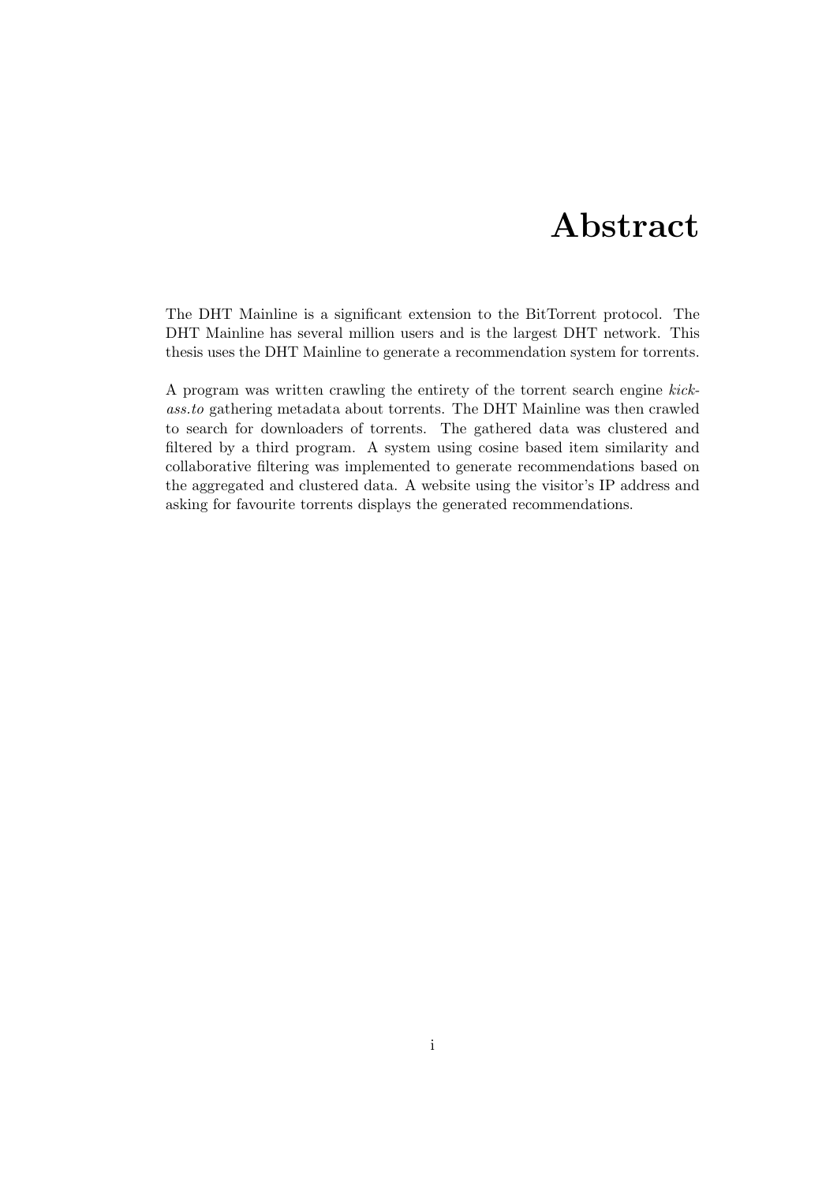# Abstract

The DHT Mainline is a significant extension to the BitTorrent protocol. The DHT Mainline has several million users and is the largest DHT network. This thesis uses the DHT Mainline to generate a recommendation system for torrents.

A program was written crawling the entirety of the torrent search engine *kickass.to* gathering metadata about torrents. The DHT Mainline was then crawled to search for downloaders of torrents. The gathered data was clustered and filtered by a third program. A system using cosine based item similarity and collaborative filtering was implemented to generate recommendations based on the aggregated and clustered data. A website using the visitor's IP address and asking for favourite torrents displays the generated recommendations.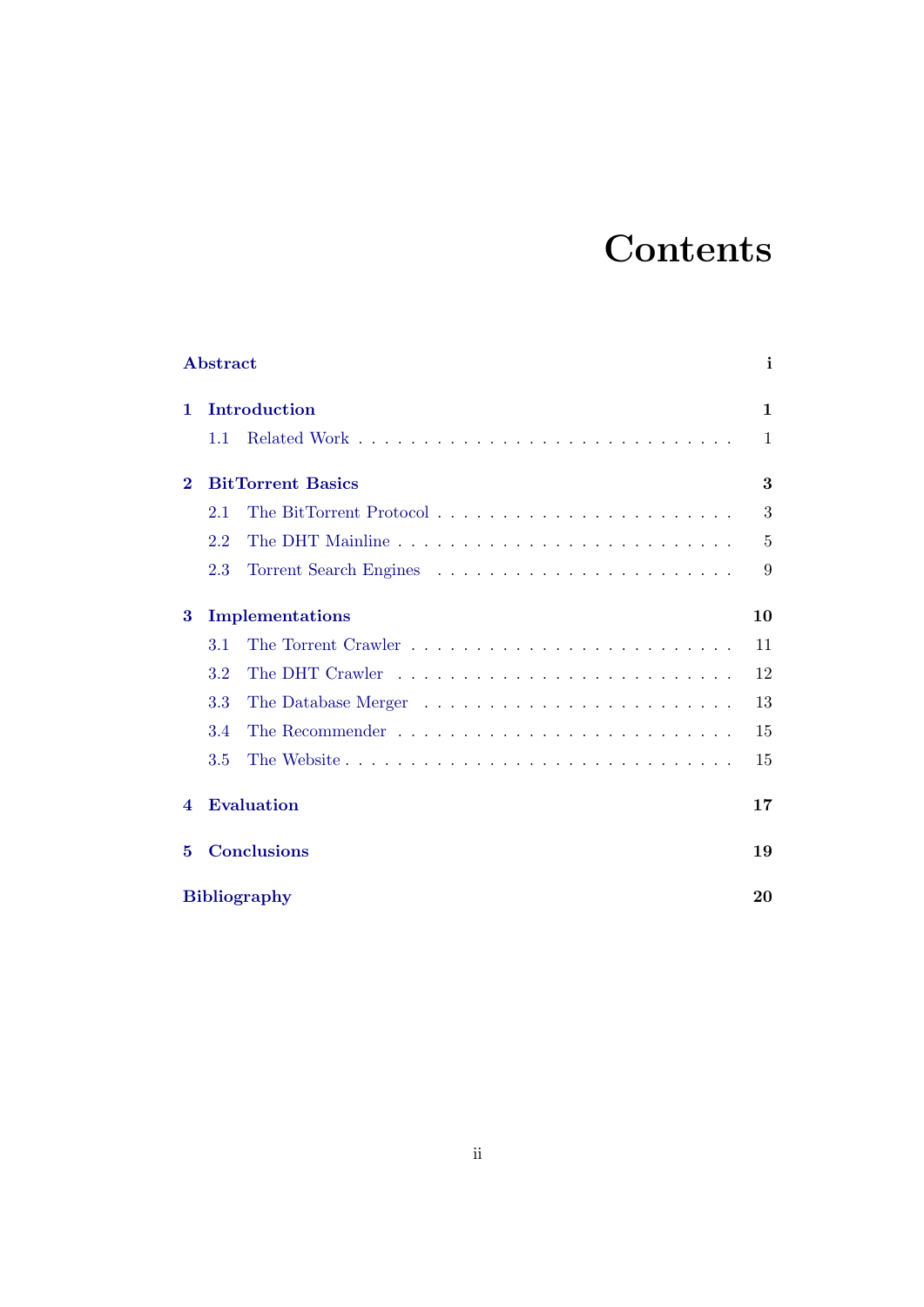# Contents

**Abstract** — i

**1 Introduction** — 1

- 1.1 Related Work — 1

**2 BitTorrent Basics** — 3

- 2.1 The BitTorrent Protocol — 3
- 2.2 The DHT Mainline — 5
- 2.3 Torrent Search Engines — 9

**3 Implementations** — 10

- 3.1 The Torrent Crawler — 11
- 3.2 The DHT Crawler — 12
- 3.3 The Database Merger — 13
- 3.4 The Recommender — 15
- 3.5 The Website — 15

**4 Evaluation** — 17

**5 Conclusions** — 19

**Bibliography** — 20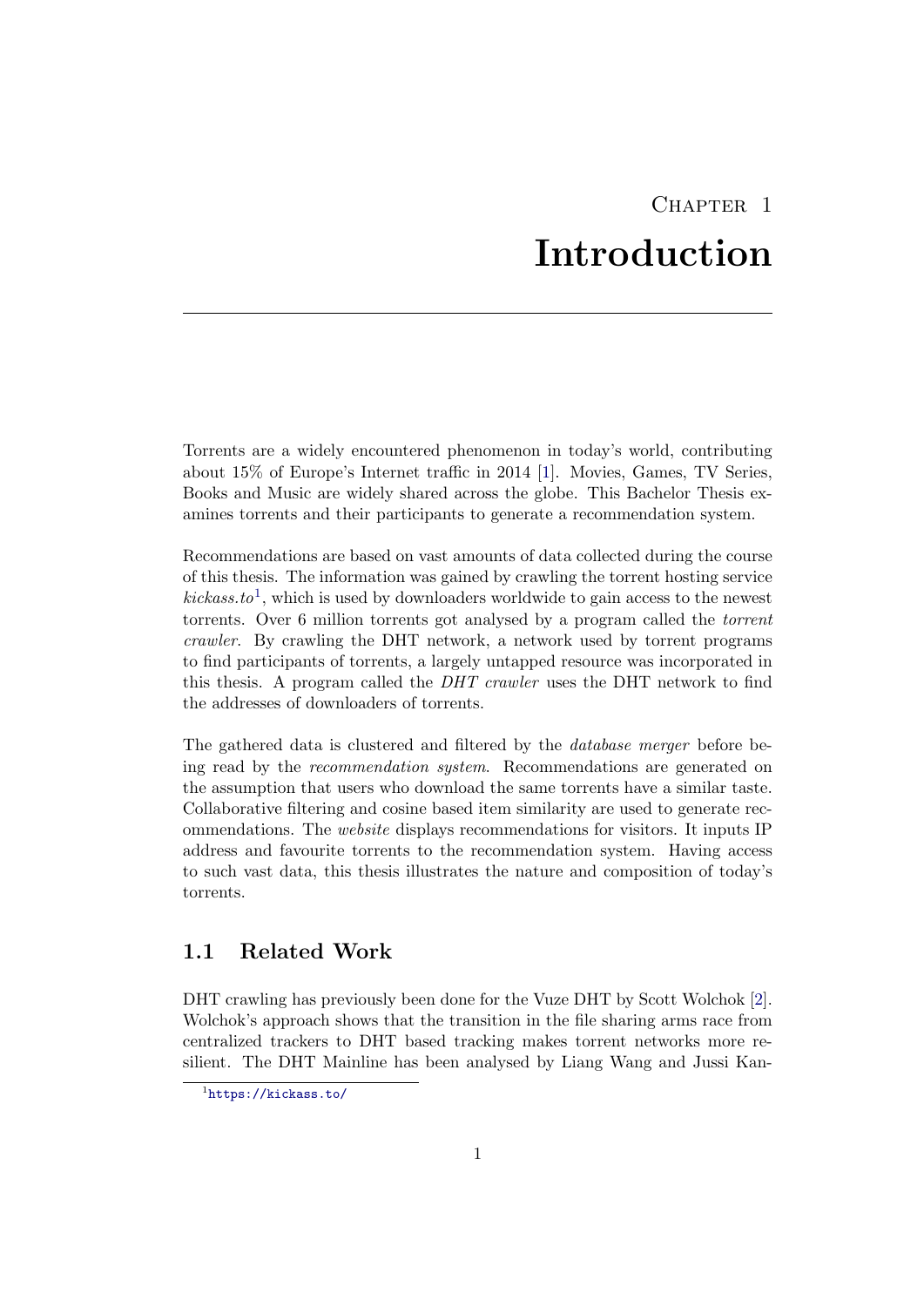// Chapter 1

# Introduction

Torrents are a widely encountered phenomenon in today's world, contributing about 15% of Europe's Internet traffic in 2014 [1]. Movies, Games, TV Series, Books and Music are widely shared across the globe. This Bachelor Thesis examines torrents and their participants to generate a recommendation system.

Recommendations are based on vast amounts of data collected during the course of this thesis. The information was gained by crawling the torrent hosting service *kickass.to*[1], which is used by downloaders worldwide to gain access to the newest torrents. Over 6 million torrents got analysed by a program called the *torrent crawler*. By crawling the DHT network, a network used by torrent programs to find participants of torrents, a largely untapped resource was incorporated in this thesis. A program called the *DHT crawler* uses the DHT network to find the addresses of downloaders of torrents.

The gathered data is clustered and filtered by the *database merger* before being read by the *recommendation system*. Recommendations are generated on the assumption that users who download the same torrents have a similar taste. Collaborative filtering and cosine based item similarity are used to generate recommendations. The *website* displays recommendations for visitors. It inputs IP address and favourite torrents to the recommendation system. Having access to such vast data, this thesis illustrates the nature and composition of today's torrents.

## 1.1 Related Work

DHT crawling has previously been done for the Vuze DHT by Scott Wolchok [2]. Wolchok's approach shows that the transition in the file sharing arms race from centralized trackers to DHT based tracking makes torrent networks more resilient. The DHT Mainline has been analysed by Liang Wang and Jussi Kan-

[1] https://kickass.to/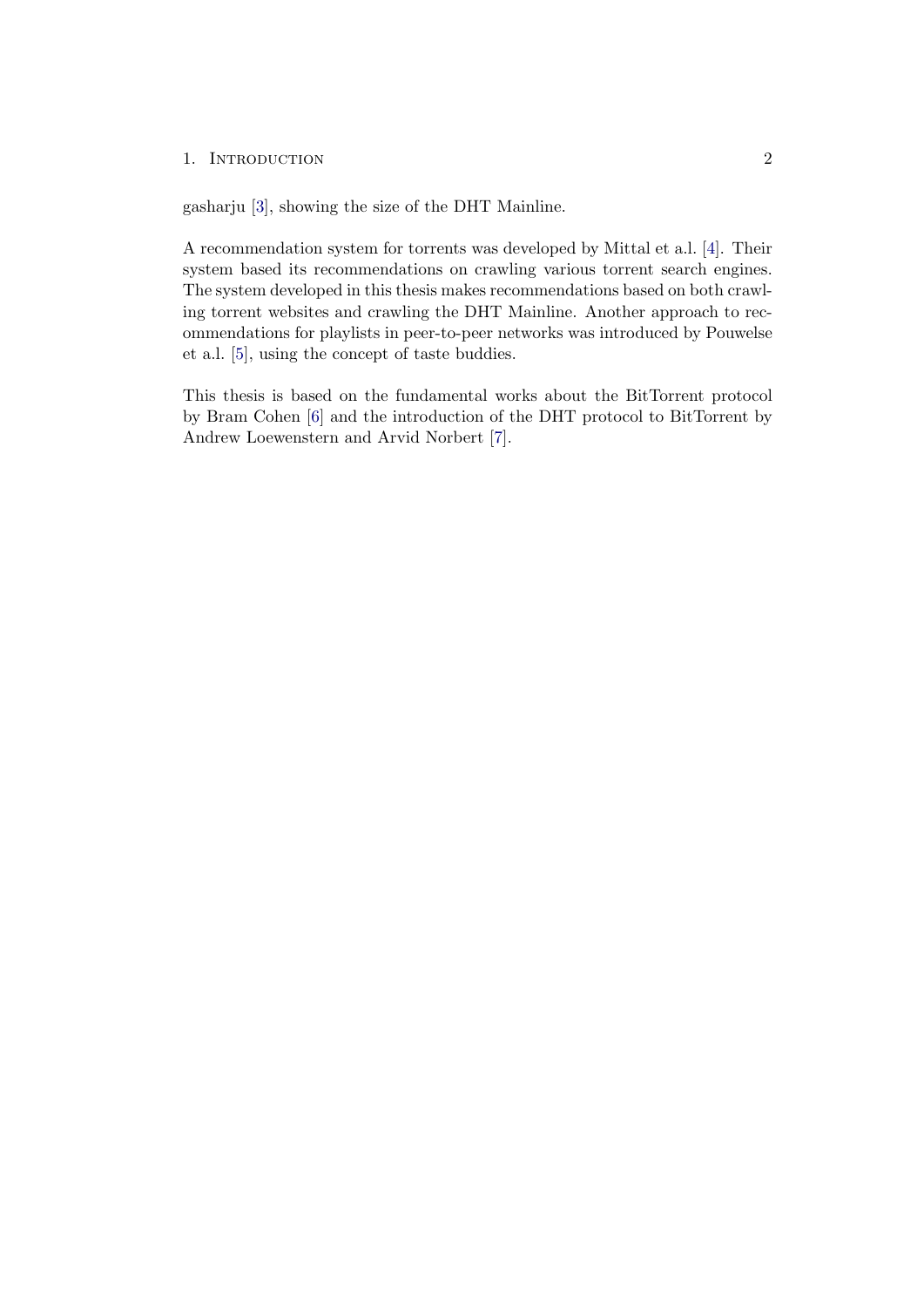gasharju [3], showing the size of the DHT Mainline.

A recommendation system for torrents was developed by Mittal et a.l. [4]. Their system based its recommendations on crawling various torrent search engines. The system developed in this thesis makes recommendations based on both crawling torrent websites and crawling the DHT Mainline. Another approach to recommendations for playlists in peer-to-peer networks was introduced by Pouwelse et a.l. [5], using the concept of taste buddies.

This thesis is based on the fundamental works about the BitTorrent protocol by Bram Cohen [6] and the introduction of the DHT protocol to BitTorrent by Andrew Loewenstern and Arvid Norbert [7].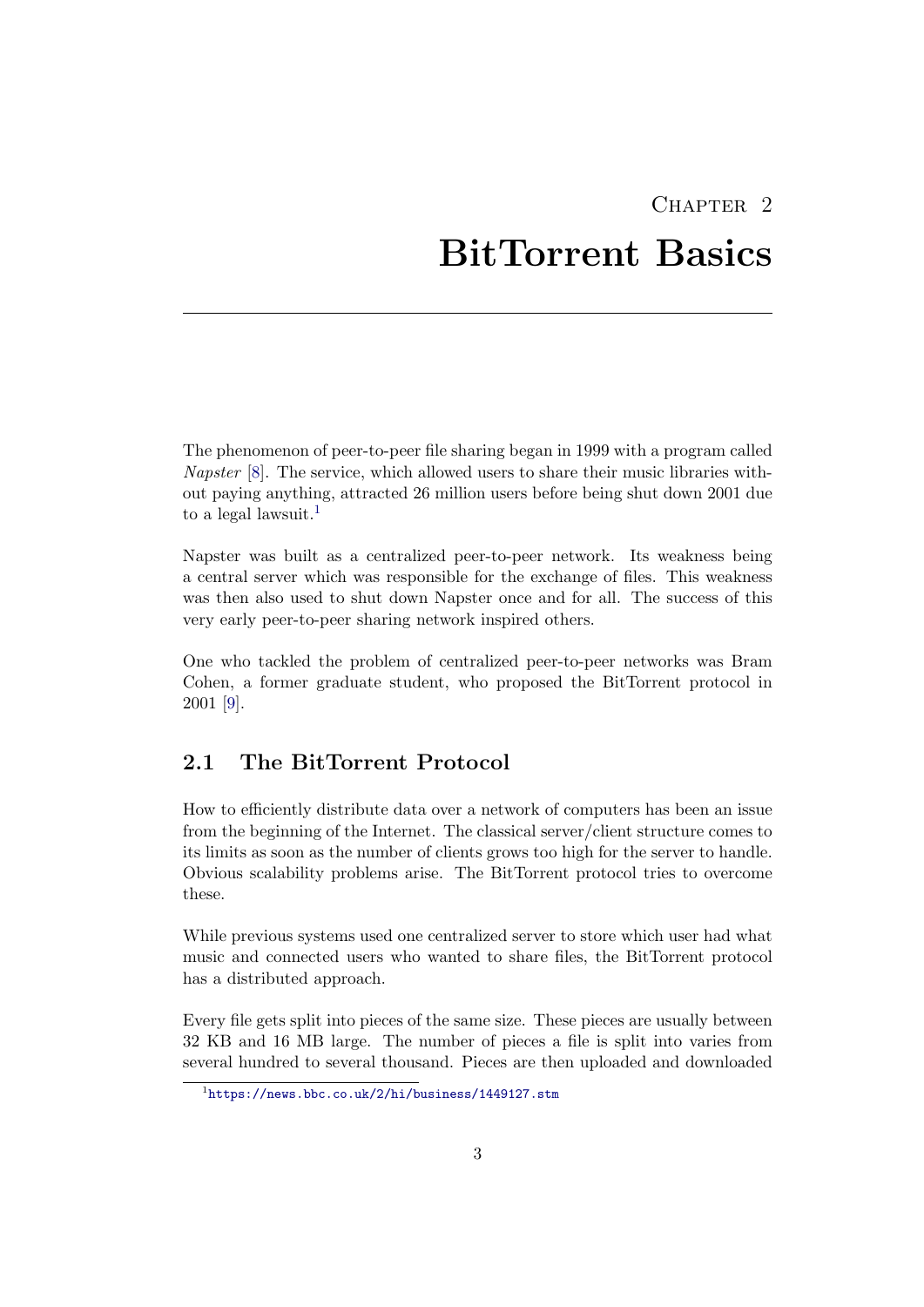# Chapter 2

# BitTorrent Basics

The phenomenon of peer-to-peer file sharing began in 1999 with a program called *Napster* [8]. The service, which allowed users to share their music libraries without paying anything, attracted 26 million users before being shut down 2001 due to a legal lawsuit.[1]

Napster was built as a centralized peer-to-peer network. Its weakness being a central server which was responsible for the exchange of files. This weakness was then also used to shut down Napster once and for all. The success of this very early peer-to-peer sharing network inspired others.

One who tackled the problem of centralized peer-to-peer networks was Bram Cohen, a former graduate student, who proposed the BitTorrent protocol in 2001 [9].

## 2.1 The BitTorrent Protocol

How to efficiently distribute data over a network of computers has been an issue from the beginning of the Internet. The classical server/client structure comes to its limits as soon as the number of clients grows too high for the server to handle. Obvious scalability problems arise. The BitTorrent protocol tries to overcome these.

While previous systems used one centralized server to store which user had what music and connected users who wanted to share files, the BitTorrent protocol has a distributed approach.

Every file gets split into pieces of the same size. These pieces are usually between 32 KB and 16 MB large. The number of pieces a file is split into varies from several hundred to several thousand. Pieces are then uploaded and downloaded

[1] https://news.bbc.co.uk/2/hi/business/1449127.stm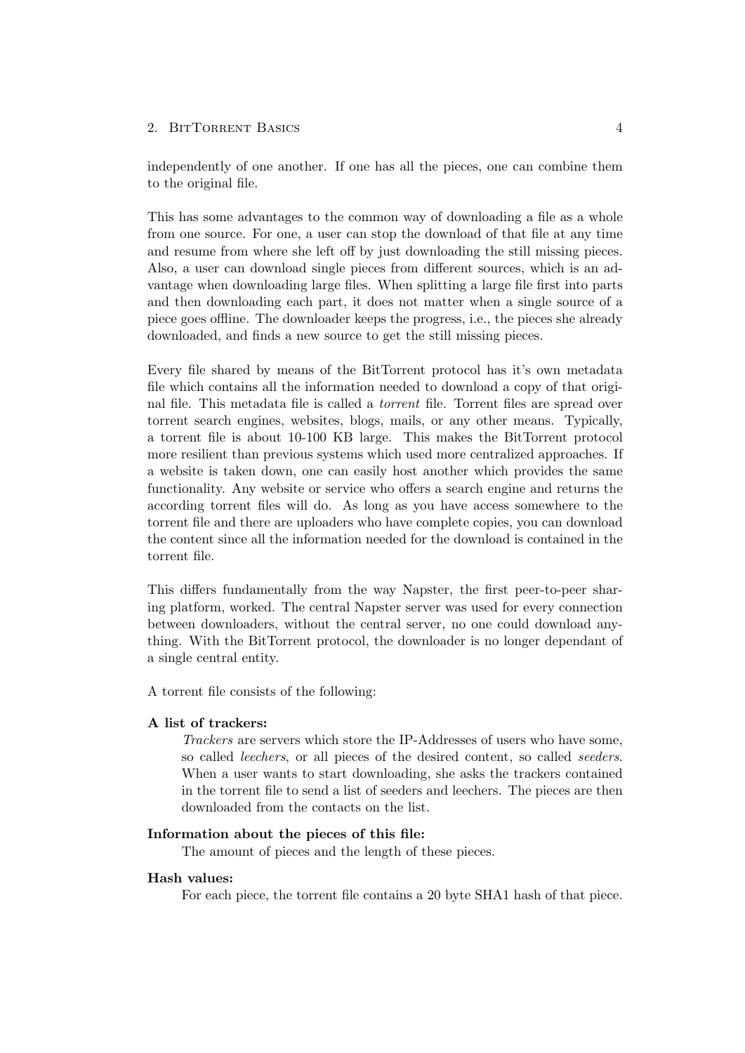independently of one another. If one has all the pieces, one can combine them to the original file.

This has some advantages to the common way of downloading a file as a whole from one source. For one, a user can stop the download of that file at any time and resume from where she left off by just downloading the still missing pieces. Also, a user can download single pieces from different sources, which is an advantage when downloading large files. When splitting a large file first into parts and then downloading each part, it does not matter when a single source of a piece goes offline. The downloader keeps the progress, i.e., the pieces she already downloaded, and finds a new source to get the still missing pieces.

Every file shared by means of the BitTorrent protocol has it's own metadata file which contains all the information needed to download a copy of that original file. This metadata file is called a *torrent* file. Torrent files are spread over torrent search engines, websites, blogs, mails, or any other means. Typically, a torrent file is about 10-100 KB large. This makes the BitTorrent protocol more resilient than previous systems which used more centralized approaches. If a website is taken down, one can easily host another which provides the same functionality. Any website or service who offers a search engine and returns the according torrent files will do. As long as you have access somewhere to the torrent file and there are uploaders who have complete copies, you can download the content since all the information needed for the download is contained in the torrent file.

This differs fundamentally from the way Napster, the first peer-to-peer sharing platform, worked. The central Napster server was used for every connection between downloaders, without the central server, no one could download anything. With the BitTorrent protocol, the downloader is no longer dependant of a single central entity.

A torrent file consists of the following:

**A list of trackers:**
*Trackers* are servers which store the IP-Addresses of users who have some, so called *leechers*, or all pieces of the desired content, so called *seeders*. When a user wants to start downloading, she asks the trackers contained in the torrent file to send a list of seeders and leechers. The pieces are then downloaded from the contacts on the list.

**Information about the pieces of this file:**
The amount of pieces and the length of these pieces.

**Hash values:**
For each piece, the torrent file contains a 20 byte SHA1 hash of that piece.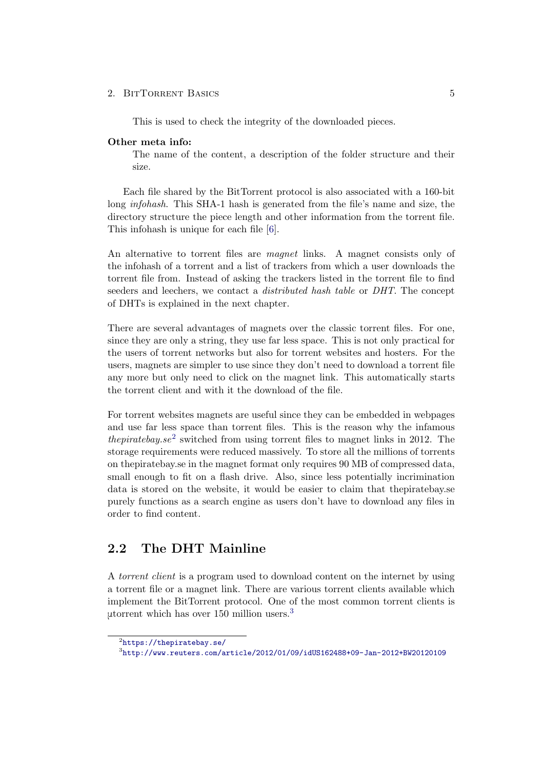This is used to check the integrity of the downloaded pieces.

**Other meta info:**

The name of the content, a description of the folder structure and their size.

Each file shared by the BitTorrent protocol is also associated with a 160-bit long *infohash*. This SHA-1 hash is generated from the file's name and size, the directory structure the piece length and other information from the torrent file. This infohash is unique for each file [6].

An alternative to torrent files are *magnet* links. A magnet consists only of the infohash of a torrent and a list of trackers from which a user downloads the torrent file from. Instead of asking the trackers listed in the torrent file to find seeders and leechers, we contact a *distributed hash table* or *DHT*. The concept of DHTs is explained in the next chapter.

There are several advantages of magnets over the classic torrent files. For one, since they are only a string, they use far less space. This is not only practical for the users of torrent networks but also for torrent websites and hosters. For the users, magnets are simpler to use since they don't need to download a torrent file any more but only need to click on the magnet link. This automatically starts the torrent client and with it the download of the file.

For torrent websites magnets are useful since they can be embedded in webpages and use far less space than torrent files. This is the reason why the infamous *thepiratebay.se*[2] switched from using torrent files to magnet links in 2012. The storage requirements were reduced massively. To store all the millions of torrents on thepiratebay.se in the magnet format only requires 90 MB of compressed data, small enough to fit on a flash drive. Also, since less potentially incrimination data is stored on the website, it would be easier to claim that thepiratebay.se purely functions as a search engine as users don't have to download any files in order to find content.

## 2.2 The DHT Mainline

A *torrent client* is a program used to download content on the internet by using a torrent file or a magnet link. There are various torrent clients available which implement the BitTorrent protocol. One of the most common torrent clients is µtorrent which has over 150 million users.[3]

[2] https://thepiratebay.se/

[3] http://www.reuters.com/article/2012/01/09/idUS162488+09-Jan-2012+BW20120109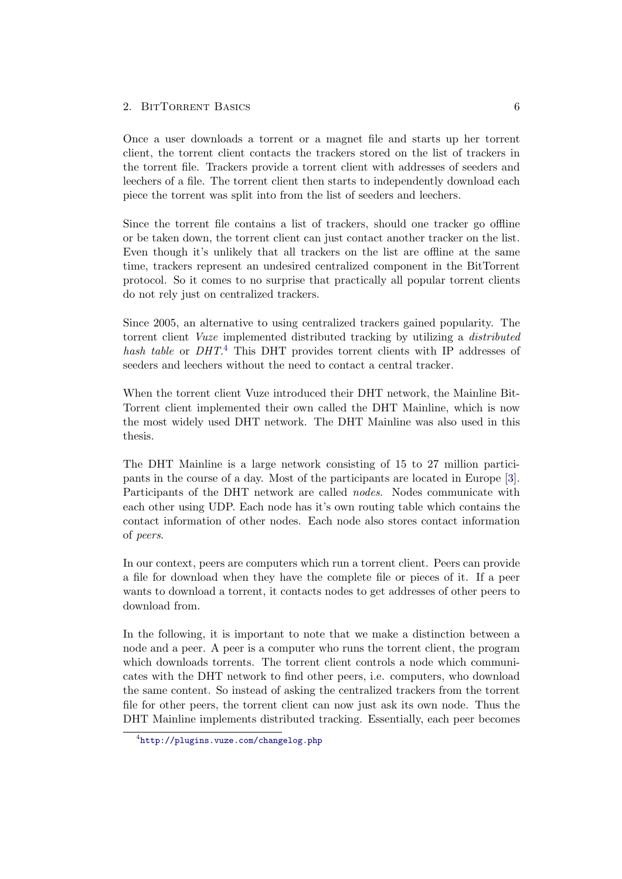Once a user downloads a torrent or a magnet file and starts up her torrent client, the torrent client contacts the trackers stored on the list of trackers in the torrent file. Trackers provide a torrent client with addresses of seeders and leechers of a file. The torrent client then starts to independently download each piece the torrent was split into from the list of seeders and leechers.

Since the torrent file contains a list of trackers, should one tracker go offline or be taken down, the torrent client can just contact another tracker on the list. Even though it's unlikely that all trackers on the list are offline at the same time, trackers represent an undesired centralized component in the BitTorrent protocol. So it comes to no surprise that practically all popular torrent clients do not rely just on centralized trackers.

Since 2005, an alternative to using centralized trackers gained popularity. The torrent client *Vuze* implemented distributed tracking by utilizing a *distributed hash table* or *DHT*.[4] This DHT provides torrent clients with IP addresses of seeders and leechers without the need to contact a central tracker.

When the torrent client Vuze introduced their DHT network, the Mainline BitTorrent client implemented their own called the DHT Mainline, which is now the most widely used DHT network. The DHT Mainline was also used in this thesis.

The DHT Mainline is a large network consisting of 15 to 27 million participants in the course of a day. Most of the participants are located in Europe [3]. Participants of the DHT network are called *nodes*. Nodes communicate with each other using UDP. Each node has it's own routing table which contains the contact information of other nodes. Each node also stores contact information of *peers*.

In our context, peers are computers which run a torrent client. Peers can provide a file for download when they have the complete file or pieces of it. If a peer wants to download a torrent, it contacts nodes to get addresses of other peers to download from.

In the following, it is important to note that we make a distinction between a node and a peer. A peer is a computer who runs the torrent client, the program which downloads torrents. The torrent client controls a node which communicates with the DHT network to find other peers, i.e. computers, who download the same content. So instead of asking the centralized trackers from the torrent file for other peers, the torrent client can now just ask its own node. Thus the DHT Mainline implements distributed tracking. Essentially, each peer becomes

[4] http://plugins.vuze.com/changelog.php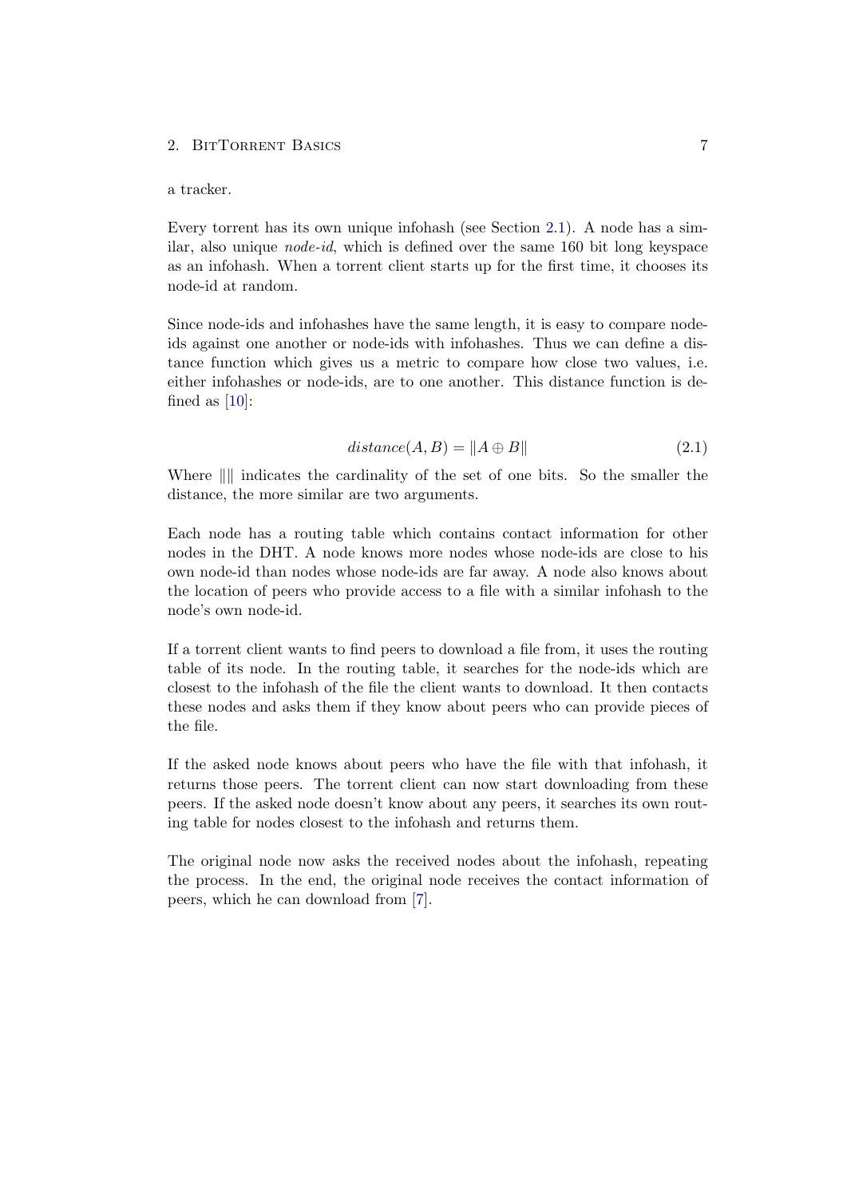a tracker.

Every torrent has its own unique infohash (see Section 2.1). A node has a similar, also unique *node-id*, which is defined over the same 160 bit long keyspace as an infohash. When a torrent client starts up for the first time, it chooses its node-id at random.

Since node-ids and infohashes have the same length, it is easy to compare node-ids against one another or node-ids with infohashes. Thus we can define a distance function which gives us a metric to compare how close two values, i.e. either infohashes or node-ids, are to one another. This distance function is defined as [10]:

$$distance(A, B) = \|A \oplus B\| \tag{2.1}$$

Where $\|\|$ indicates the cardinality of the set of one bits. So the smaller the distance, the more similar are two arguments.

Each node has a routing table which contains contact information for other nodes in the DHT. A node knows more nodes whose node-ids are close to his own node-id than nodes whose node-ids are far away. A node also knows about the location of peers who provide access to a file with a similar infohash to the node's own node-id.

If a torrent client wants to find peers to download a file from, it uses the routing table of its node. In the routing table, it searches for the node-ids which are closest to the infohash of the file the client wants to download. It then contacts these nodes and asks them if they know about peers who can provide pieces of the file.

If the asked node knows about peers who have the file with that infohash, it returns those peers. The torrent client can now start downloading from these peers. If the asked node doesn't know about any peers, it searches its own routing table for nodes closest to the infohash and returns them.

The original node now asks the received nodes about the infohash, repeating the process. In the end, the original node receives the contact information of peers, which he can download from [7].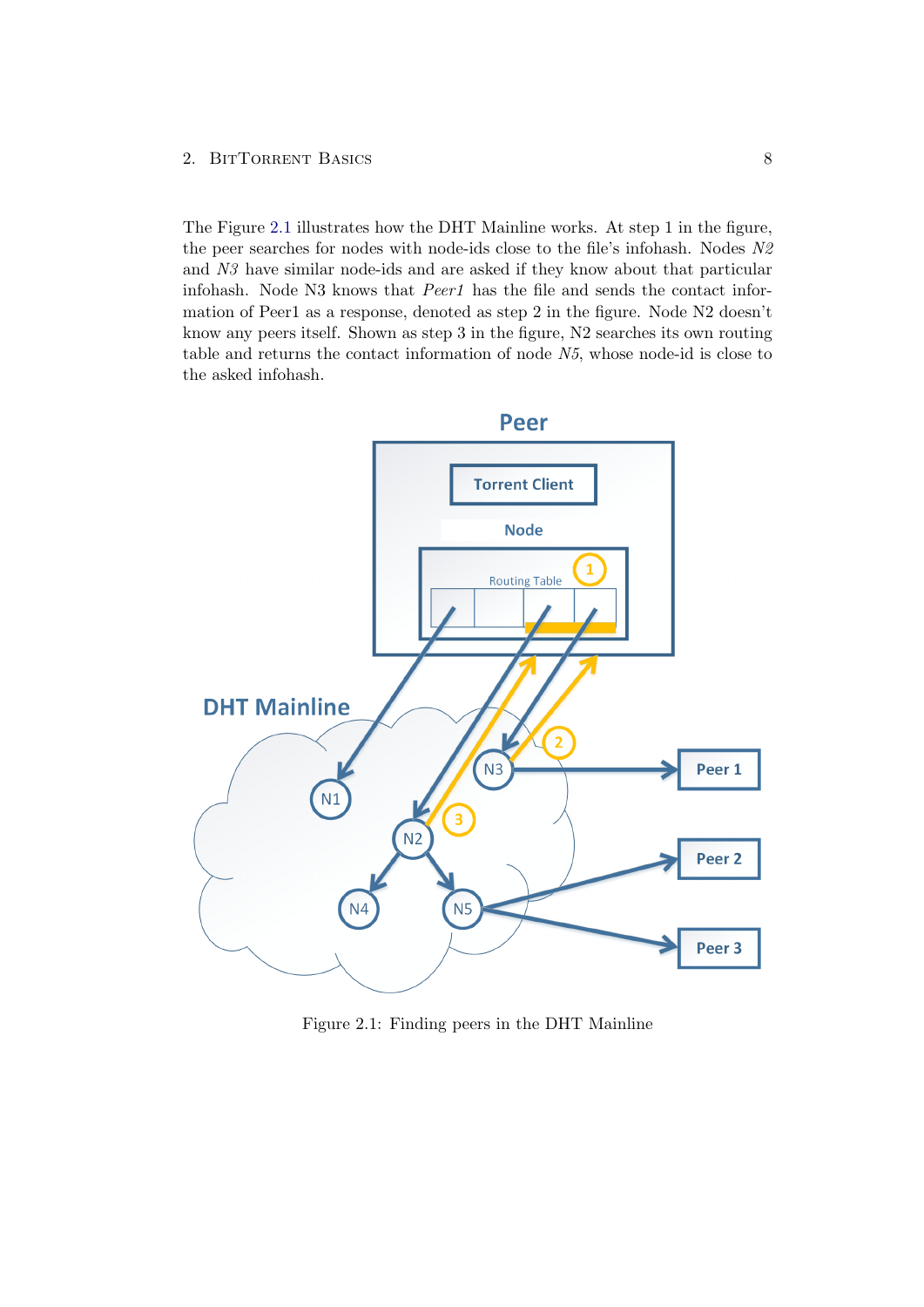The Figure 2.1 illustrates how the DHT Mainline works. At step 1 in the figure, the peer searches for nodes with node-ids close to the file's infohash. Nodes *N2* and *N3* have similar node-ids and are asked if they know about that particular infohash. Node N3 knows that *Peer1* has the file and sends the contact information of Peer1 as a response, denoted as step 2 in the figure. Node N2 doesn't know any peers itself. Shown as step 3 in the figure, N2 searches its own routing table and returns the contact information of node *N5*, whose node-id is close to the asked infohash.

Figure 2.1: Finding peers in the DHT Mainline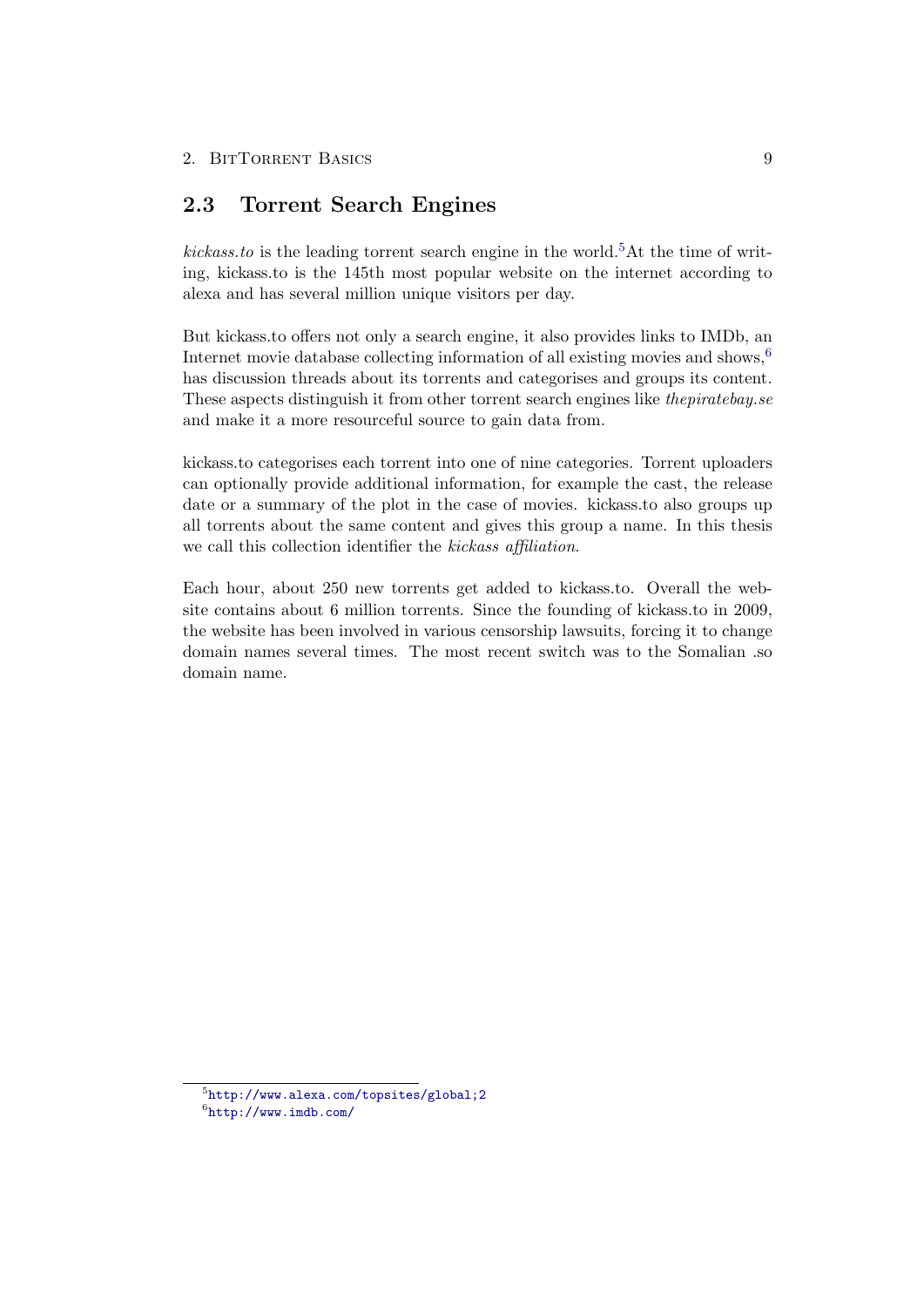## 2.3 Torrent Search Engines

*kickass.to* is the leading torrent search engine in the world.[5]At the time of writing, kickass.to is the 145th most popular website on the internet according to alexa and has several million unique visitors per day.

But kickass.to offers not only a search engine, it also provides links to IMDb, an Internet movie database collecting information of all existing movies and shows,[6] has discussion threads about its torrents and categorises and groups its content. These aspects distinguish it from other torrent search engines like *thepiratebay.se* and make it a more resourceful source to gain data from.

kickass.to categorises each torrent into one of nine categories. Torrent uploaders can optionally provide additional information, for example the cast, the release date or a summary of the plot in the case of movies. kickass.to also groups up all torrents about the same content and gives this group a name. In this thesis we call this collection identifier the *kickass affiliation*.

Each hour, about 250 new torrents get added to kickass.to. Overall the website contains about 6 million torrents. Since the founding of kickass.to in 2009, the website has been involved in various censorship lawsuits, forcing it to change domain names several times. The most recent switch was to the Somalian .so domain name.

[5] http://www.alexa.com/topsites/global;2

[6] http://www.imdb.com/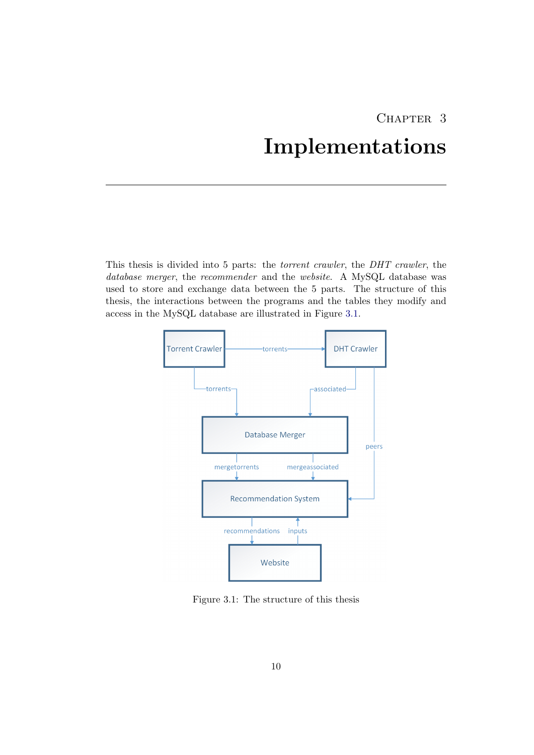# Chapter 3

# Implementations

This thesis is divided into 5 parts: the *torrent crawler*, the *DHT crawler*, the *database merger*, the *recommender* and the *website*. A MySQL database was used to store and exchange data between the 5 parts. The structure of this thesis, the interactions between the programs and the tables they modify and access in the MySQL database are illustrated in Figure 3.1.

Figure 3.1: The structure of this thesis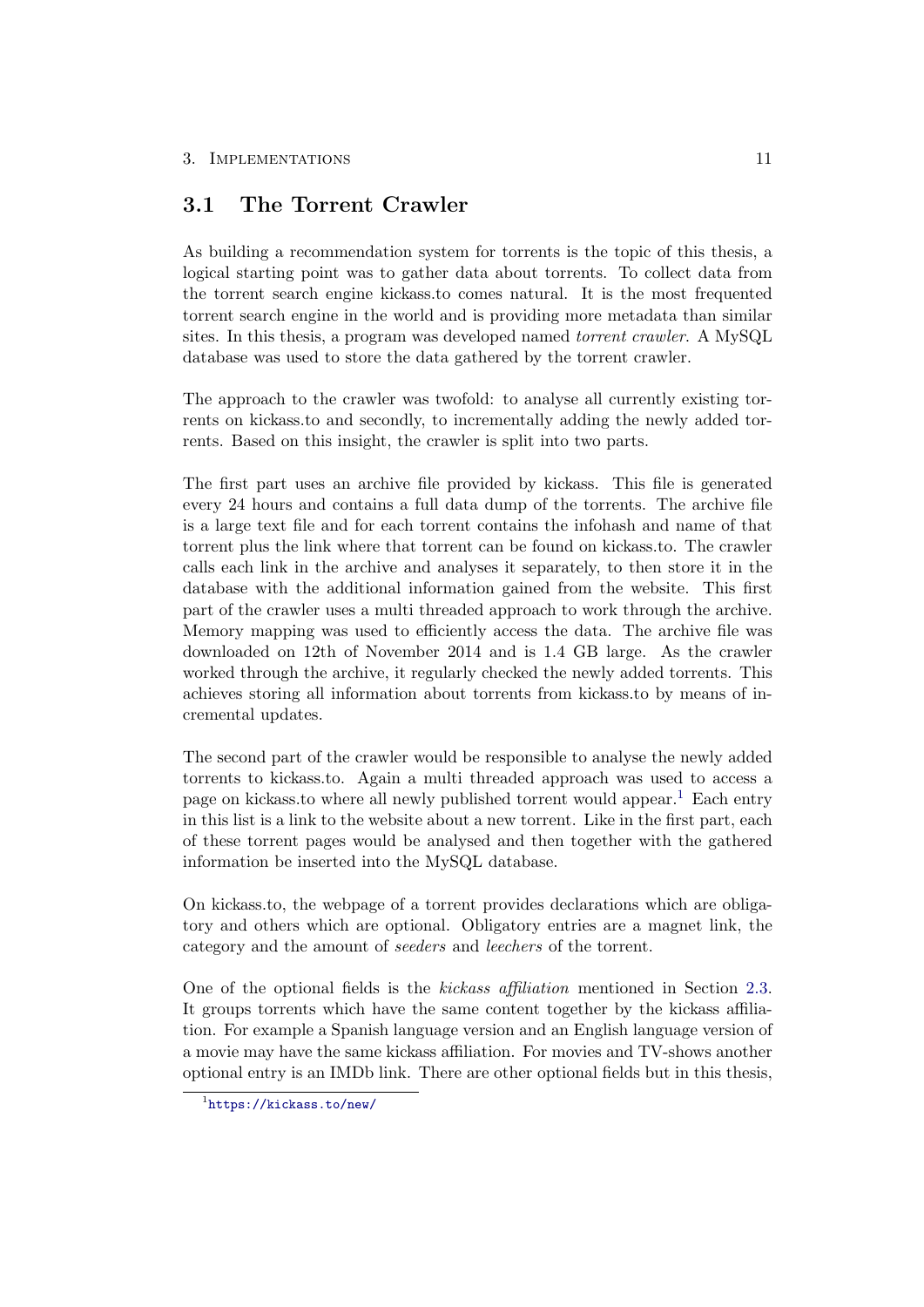## 3.1 The Torrent Crawler

As building a recommendation system for torrents is the topic of this thesis, a logical starting point was to gather data about torrents. To collect data from the torrent search engine kickass.to comes natural. It is the most frequented torrent search engine in the world and is providing more metadata than similar sites. In this thesis, a program was developed named *torrent crawler*. A MySQL database was used to store the data gathered by the torrent crawler.

The approach to the crawler was twofold: to analyse all currently existing torrents on kickass.to and secondly, to incrementally adding the newly added torrents. Based on this insight, the crawler is split into two parts.

The first part uses an archive file provided by kickass. This file is generated every 24 hours and contains a full data dump of the torrents. The archive file is a large text file and for each torrent contains the infohash and name of that torrent plus the link where that torrent can be found on kickass.to. The crawler calls each link in the archive and analyses it separately, to then store it in the database with the additional information gained from the website. This first part of the crawler uses a multi threaded approach to work through the archive. Memory mapping was used to efficiently access the data. The archive file was downloaded on 12th of November 2014 and is 1.4 GB large. As the crawler worked through the archive, it regularly checked the newly added torrents. This achieves storing all information about torrents from kickass.to by means of incremental updates.

The second part of the crawler would be responsible to analyse the newly added torrents to kickass.to. Again a multi threaded approach was used to access a page on kickass.to where all newly published torrent would appear.[1] Each entry in this list is a link to the website about a new torrent. Like in the first part, each of these torrent pages would be analysed and then together with the gathered information be inserted into the MySQL database.

On kickass.to, the webpage of a torrent provides declarations which are obligatory and others which are optional. Obligatory entries are a magnet link, the category and the amount of *seeders* and *leechers* of the torrent.

One of the optional fields is the *kickass affiliation* mentioned in Section 2.3. It groups torrents which have the same content together by the kickass affiliation. For example a Spanish language version and an English language version of a movie may have the same kickass affiliation. For movies and TV-shows another optional entry is an IMDb link. There are other optional fields but in this thesis,

[1] https://kickass.to/new/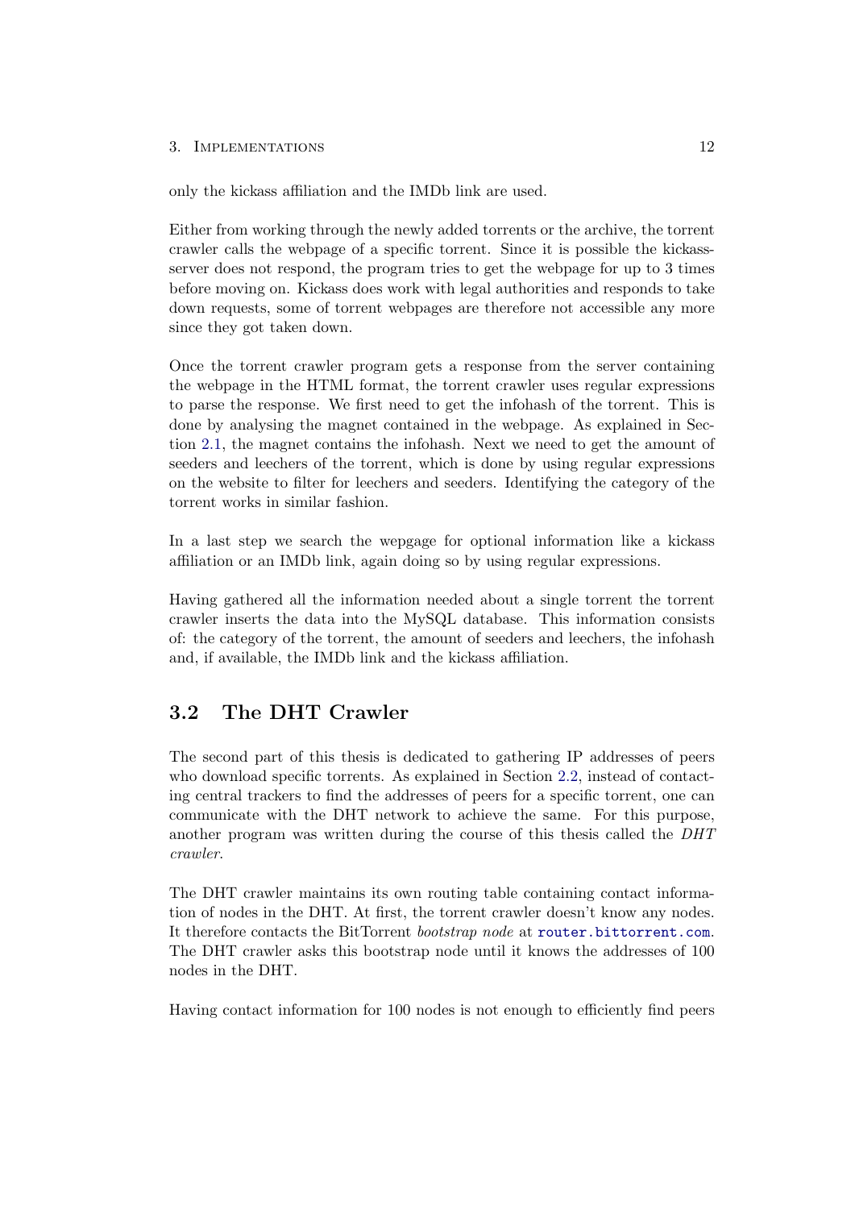only the kickass affiliation and the IMDb link are used.

Either from working through the newly added torrents or the archive, the torrent crawler calls the webpage of a specific torrent. Since it is possible the kickass-server does not respond, the program tries to get the webpage for up to 3 times before moving on. Kickass does work with legal authorities and responds to take down requests, some of torrent webpages are therefore not accessible any more since they got taken down.

Once the torrent crawler program gets a response from the server containing the webpage in the HTML format, the torrent crawler uses regular expressions to parse the response. We first need to get the infohash of the torrent. This is done by analysing the magnet contained in the webpage. As explained in Section 2.1, the magnet contains the infohash. Next we need to get the amount of seeders and leechers of the torrent, which is done by using regular expressions on the website to filter for leechers and seeders. Identifying the category of the torrent works in similar fashion.

In a last step we search the wepgage for optional information like a kickass affiliation or an IMDb link, again doing so by using regular expressions.

Having gathered all the information needed about a single torrent the torrent crawler inserts the data into the MySQL database. This information consists of: the category of the torrent, the amount of seeders and leechers, the infohash and, if available, the IMDb link and the kickass affiliation.

## 3.2 The DHT Crawler

The second part of this thesis is dedicated to gathering IP addresses of peers who download specific torrents. As explained in Section 2.2, instead of contacting central trackers to find the addresses of peers for a specific torrent, one can communicate with the DHT network to achieve the same. For this purpose, another program was written during the course of this thesis called the *DHT crawler*.

The DHT crawler maintains its own routing table containing contact information of nodes in the DHT. At first, the torrent crawler doesn't know any nodes. It therefore contacts the BitTorrent *bootstrap node* at `router.bittorrent.com`. The DHT crawler asks this bootstrap node until it knows the addresses of 100 nodes in the DHT.

Having contact information for 100 nodes is not enough to efficiently find peers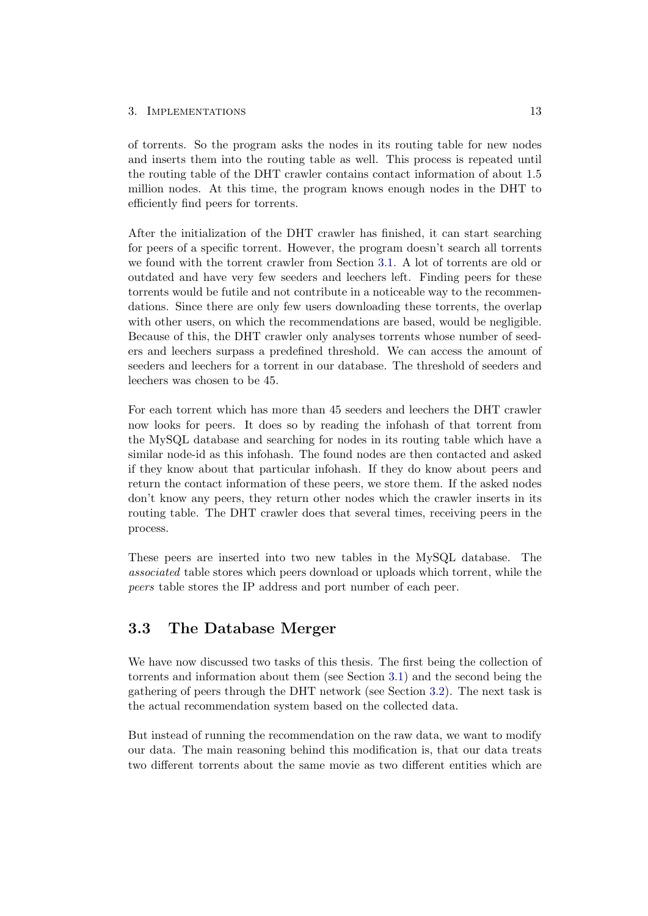of torrents. So the program asks the nodes in its routing table for new nodes and inserts them into the routing table as well. This process is repeated until the routing table of the DHT crawler contains contact information of about 1.5 million nodes. At this time, the program knows enough nodes in the DHT to efficiently find peers for torrents.

After the initialization of the DHT crawler has finished, it can start searching for peers of a specific torrent. However, the program doesn't search all torrents we found with the torrent crawler from Section 3.1. A lot of torrents are old or outdated and have very few seeders and leechers left. Finding peers for these torrents would be futile and not contribute in a noticeable way to the recommendations. Since there are only few users downloading these torrents, the overlap with other users, on which the recommendations are based, would be negligible. Because of this, the DHT crawler only analyses torrents whose number of seeders and leechers surpass a predefined threshold. We can access the amount of seeders and leechers for a torrent in our database. The threshold of seeders and leechers was chosen to be 45.

For each torrent which has more than 45 seeders and leechers the DHT crawler now looks for peers. It does so by reading the infohash of that torrent from the MySQL database and searching for nodes in its routing table which have a similar node-id as this infohash. The found nodes are then contacted and asked if they know about that particular infohash. If they do know about peers and return the contact information of these peers, we store them. If the asked nodes don't know any peers, they return other nodes which the crawler inserts in its routing table. The DHT crawler does that several times, receiving peers in the process.

These peers are inserted into two new tables in the MySQL database. The *associated* table stores which peers download or uploads which torrent, while the *peers* table stores the IP address and port number of each peer.

## 3.3 The Database Merger

We have now discussed two tasks of this thesis. The first being the collection of torrents and information about them (see Section 3.1) and the second being the gathering of peers through the DHT network (see Section 3.2). The next task is the actual recommendation system based on the collected data.

But instead of running the recommendation on the raw data, we want to modify our data. The main reasoning behind this modification is, that our data treats two different torrents about the same movie as two different entities which are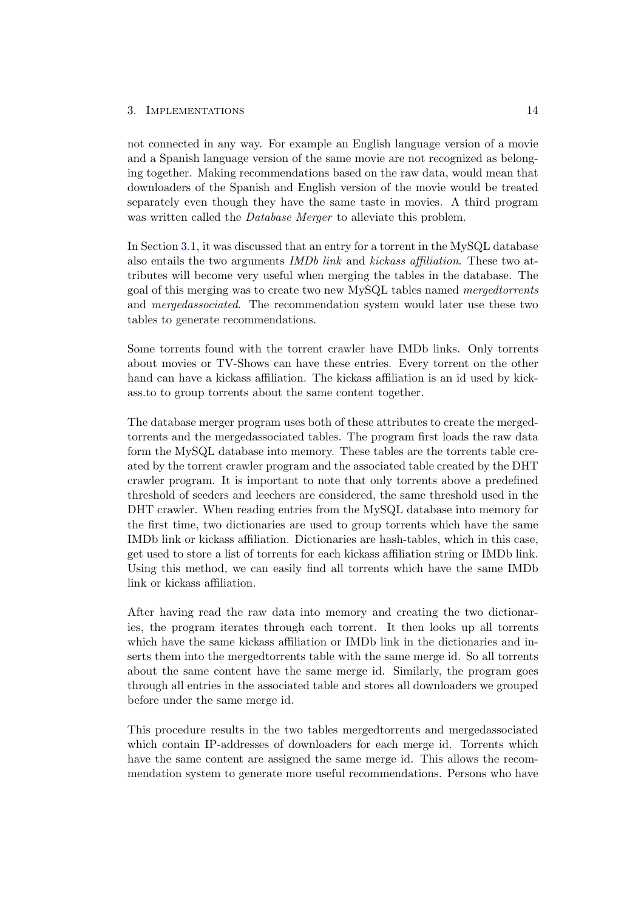not connected in any way. For example an English language version of a movie and a Spanish language version of the same movie are not recognized as belonging together. Making recommendations based on the raw data, would mean that downloaders of the Spanish and English version of the movie would be treated separately even though they have the same taste in movies. A third program was written called the *Database Merger* to alleviate this problem.

In Section 3.1, it was discussed that an entry for a torrent in the MySQL database also entails the two arguments *IMDb link* and *kickass affiliation*. These two attributes will become very useful when merging the tables in the database. The goal of this merging was to create two new MySQL tables named *mergedtorrents* and *mergedassociated*. The recommendation system would later use these two tables to generate recommendations.

Some torrents found with the torrent crawler have IMDb links. Only torrents about movies or TV-Shows can have these entries. Every torrent on the other hand can have a kickass affiliation. The kickass affiliation is an id used by kickass.to to group torrents about the same content together.

The database merger program uses both of these attributes to create the mergedtorrents and the mergedassociated tables. The program first loads the raw data form the MySQL database into memory. These tables are the torrents table created by the torrent crawler program and the associated table created by the DHT crawler program. It is important to note that only torrents above a predefined threshold of seeders and leechers are considered, the same threshold used in the DHT crawler. When reading entries from the MySQL database into memory for the first time, two dictionaries are used to group torrents which have the same IMDb link or kickass affiliation. Dictionaries are hash-tables, which in this case, get used to store a list of torrents for each kickass affiliation string or IMDb link. Using this method, we can easily find all torrents which have the same IMDb link or kickass affiliation.

After having read the raw data into memory and creating the two dictionaries, the program iterates through each torrent. It then looks up all torrents which have the same kickass affiliation or IMDb link in the dictionaries and inserts them into the mergedtorrents table with the same merge id. So all torrents about the same content have the same merge id. Similarly, the program goes through all entries in the associated table and stores all downloaders we grouped before under the same merge id.

This procedure results in the two tables mergedtorrents and mergedassociated which contain IP-addresses of downloaders for each merge id. Torrents which have the same content are assigned the same merge id. This allows the recommendation system to generate more useful recommendations. Persons who have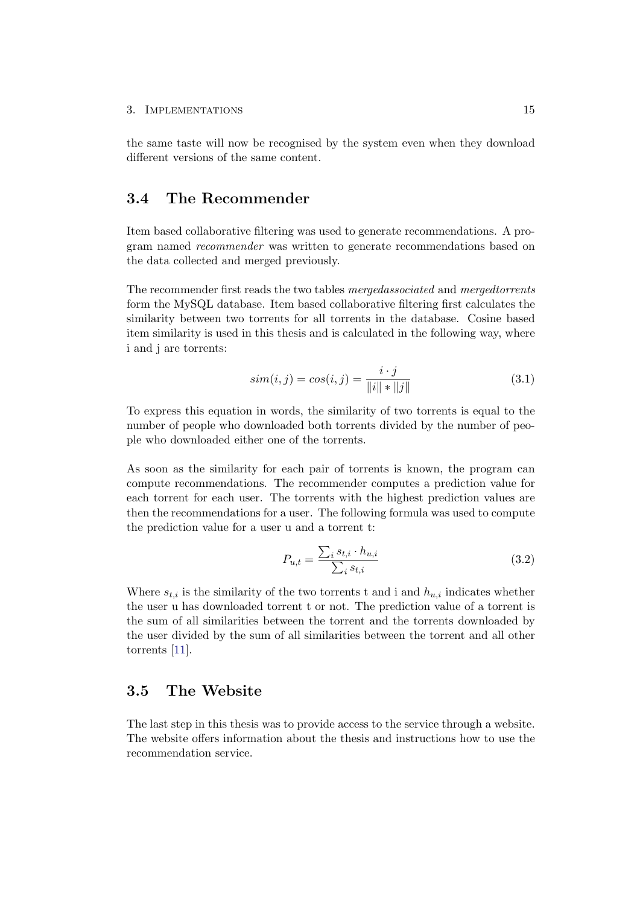the same taste will now be recognised by the system even when they download different versions of the same content.

## 3.4 The Recommender

Item based collaborative filtering was used to generate recommendations. A program named *recommender* was written to generate recommendations based on the data collected and merged previously.

The recommender first reads the two tables *mergedassociated* and *mergedtorrents* form the MySQL database. Item based collaborative filtering first calculates the similarity between two torrents for all torrents in the database. Cosine based item similarity is used in this thesis and is calculated in the following way, where i and j are torrents:

$$sim(i,j) = cos(i,j) = \frac{i \cdot j}{\|i\| * \|j\|} \tag{3.1}$$

To express this equation in words, the similarity of two torrents is equal to the number of people who downloaded both torrents divided by the number of people who downloaded either one of the torrents.

As soon as the similarity for each pair of torrents is known, the program can compute recommendations. The recommender computes a prediction value for each torrent for each user. The torrents with the highest prediction values are then the recommendations for a user. The following formula was used to compute the prediction value for a user u and a torrent t:

$$P_{u,t} = \frac{\sum_i s_{t,i} \cdot h_{u,i}}{\sum_i s_{t,i}} \tag{3.2}$$

Where $s_{t,i}$ is the similarity of the two torrents t and i and $h_{u,i}$ indicates whether the user u has downloaded torrent t or not. The prediction value of a torrent is the sum of all similarities between the torrent and the torrents downloaded by the user divided by the sum of all similarities between the torrent and all other torrents [11].

## 3.5 The Website

The last step in this thesis was to provide access to the service through a website. The website offers information about the thesis and instructions how to use the recommendation service.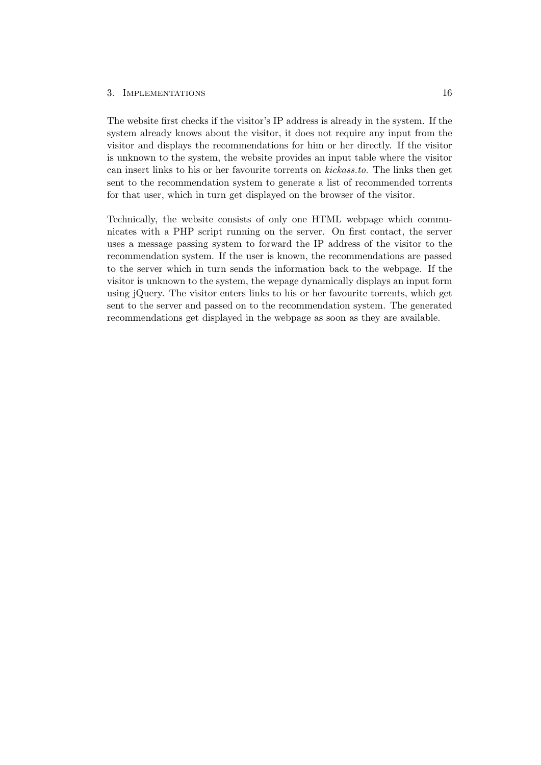The website first checks if the visitor's IP address is already in the system. If the system already knows about the visitor, it does not require any input from the visitor and displays the recommendations for him or her directly. If the visitor is unknown to the system, the website provides an input table where the visitor can insert links to his or her favourite torrents on *kickass.to*. The links then get sent to the recommendation system to generate a list of recommended torrents for that user, which in turn get displayed on the browser of the visitor.

Technically, the website consists of only one HTML webpage which communicates with a PHP script running on the server. On first contact, the server uses a message passing system to forward the IP address of the visitor to the recommendation system. If the user is known, the recommendations are passed to the server which in turn sends the information back to the webpage. If the visitor is unknown to the system, the wepage dynamically displays an input form using jQuery. The visitor enters links to his or her favourite torrents, which get sent to the server and passed on to the recommendation system. The generated recommendations get displayed in the webpage as soon as they are available.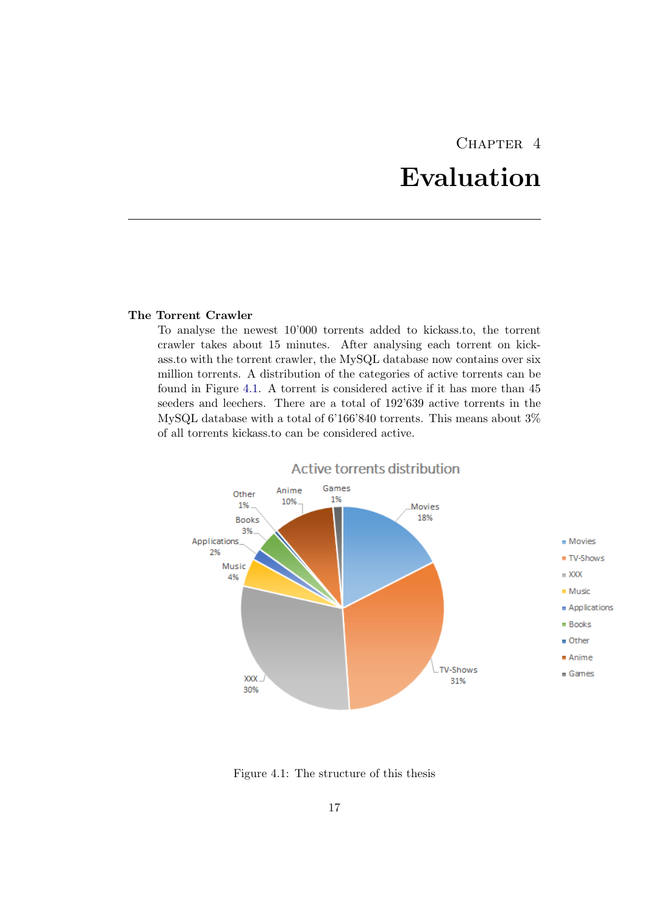# Chapter 4

# Evaluation

**The Torrent Crawler**

To analyse the newest 10'000 torrents added to kickass.to, the torrent crawler takes about 15 minutes. After analysing each torrent on kickass.to with the torrent crawler, the MySQL database now contains over six million torrents. A distribution of the categories of active torrents can be found in Figure 4.1. A torrent is considered active if it has more than 45 seeders and leechers. There are a total of 192'639 active torrents in the MySQL database with a total of 6'166'840 torrents. This means about 3% of all torrents kickass.to can be considered active.

Figure 4.1: The structure of this thesis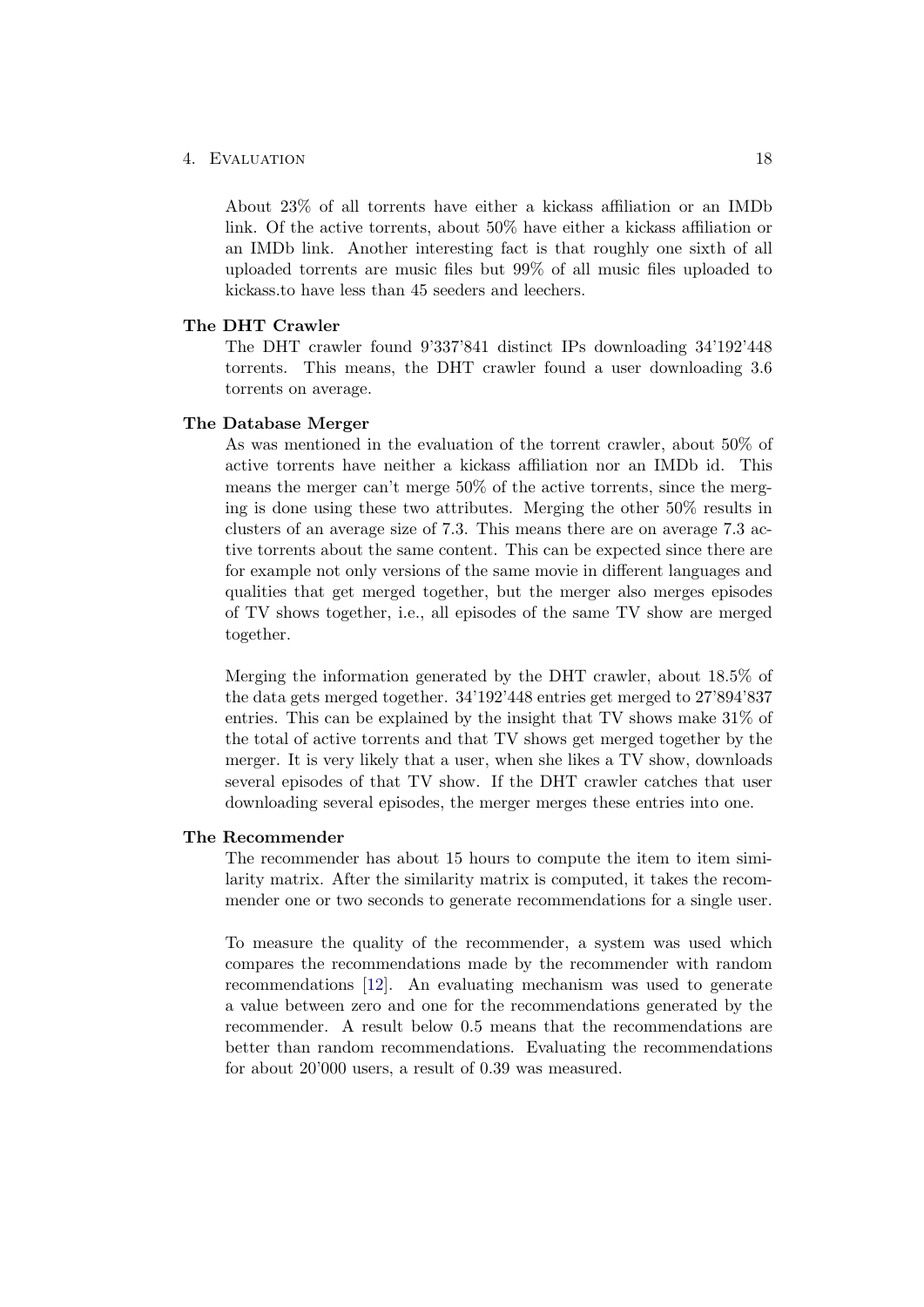About 23% of all torrents have either a kickass affiliation or an IMDb link. Of the active torrents, about 50% have either a kickass affiliation or an IMDb link. Another interesting fact is that roughly one sixth of all uploaded torrents are music files but 99% of all music files uploaded to kickass.to have less than 45 seeders and leechers.

**The DHT Crawler**

The DHT crawler found 9'337'841 distinct IPs downloading 34'192'448 torrents. This means, the DHT crawler found a user downloading 3.6 torrents on average.

**The Database Merger**

As was mentioned in the evaluation of the torrent crawler, about 50% of active torrents have neither a kickass affiliation nor an IMDb id. This means the merger can't merge 50% of the active torrents, since the merging is done using these two attributes. Merging the other 50% results in clusters of an average size of 7.3. This means there are on average 7.3 active torrents about the same content. This can be expected since there are for example not only versions of the same movie in different languages and qualities that get merged together, but the merger also merges episodes of TV shows together, i.e., all episodes of the same TV show are merged together.

Merging the information generated by the DHT crawler, about 18.5% of the data gets merged together. 34'192'448 entries get merged to 27'894'837 entries. This can be explained by the insight that TV shows make 31% of the total of active torrents and that TV shows get merged together by the merger. It is very likely that a user, when she likes a TV show, downloads several episodes of that TV show. If the DHT crawler catches that user downloading several episodes, the merger merges these entries into one.

**The Recommender**

The recommender has about 15 hours to compute the item to item similarity matrix. After the similarity matrix is computed, it takes the recommender one or two seconds to generate recommendations for a single user.

To measure the quality of the recommender, a system was used which compares the recommendations made by the recommender with random recommendations [12]. An evaluating mechanism was used to generate a value between zero and one for the recommendations generated by the recommender. A result below 0.5 means that the recommendations are better than random recommendations. Evaluating the recommendations for about 20'000 users, a result of 0.39 was measured.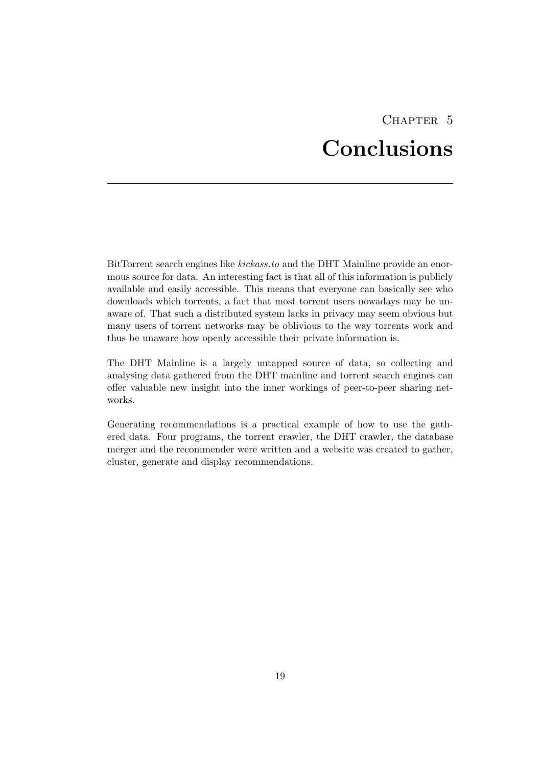# Chapter 5
# Conclusions

BitTorrent search engines like *kickass.to* and the DHT Mainline provide an enormous source for data. An interesting fact is that all of this information is publicly available and easily accessible. This means that everyone can basically see who downloads which torrents, a fact that most torrent users nowadays may be unaware of. That such a distributed system lacks in privacy may seem obvious but many users of torrent networks may be oblivious to the way torrents work and thus be unaware how openly accessible their private information is.

The DHT Mainline is a largely untapped source of data, so collecting and analysing data gathered from the DHT mainline and torrent search engines can offer valuable new insight into the inner workings of peer-to-peer sharing networks.

Generating recommendations is a practical example of how to use the gathered data. Four programs, the torrent crawler, the DHT crawler, the database merger and the recommender were written and a website was created to gather, cluster, generate and display recommendations.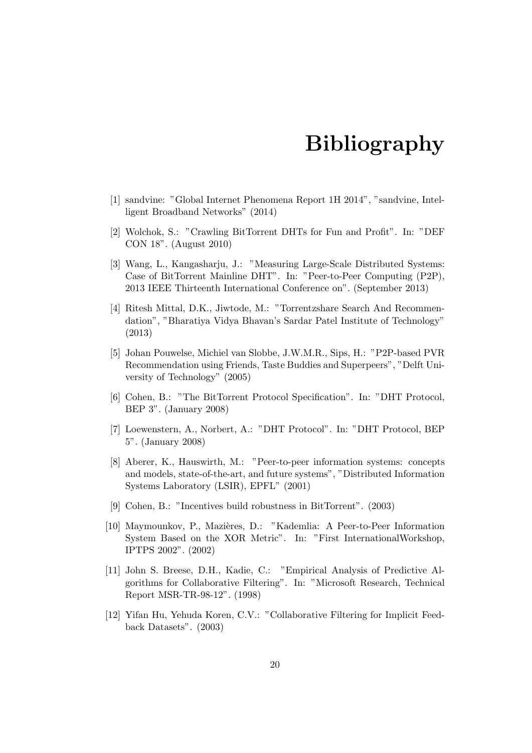# Bibliography

[1] sandvine: "Global Internet Phenomena Report 1H 2014", "sandvine, Intelligent Broadband Networks" (2014)

[2] Wolchok, S.: "Crawling BitTorrent DHTs for Fun and Profit". In: "DEF CON 18". (August 2010)

[3] Wang, L., Kangasharju, J.: "Measuring Large-Scale Distributed Systems: Case of BitTorrent Mainline DHT". In: "Peer-to-Peer Computing (P2P), 2013 IEEE Thirteenth International Conference on". (September 2013)

[4] Ritesh Mittal, D.K., Jiwtode, M.: "Torrentzshare Search And Recommendation", "Bharatiya Vidya Bhavan's Sardar Patel Institute of Technology" (2013)

[5] Johan Pouwelse, Michiel van Slobbe, J.W.M.R., Sips, H.: "P2P-based PVR Recommendation using Friends, Taste Buddies and Superpeers", "Delft University of Technology" (2005)

[6] Cohen, B.: "The BitTorrent Protocol Specification". In: "DHT Protocol, BEP 3". (January 2008)

[7] Loewenstern, A., Norbert, A.: "DHT Protocol". In: "DHT Protocol, BEP 5". (January 2008)

[8] Aberer, K., Hauswirth, M.: "Peer-to-peer information systems: concepts and models, state-of-the-art, and future systems", "Distributed Information Systems Laboratory (LSIR), EPFL" (2001)

[9] Cohen, B.: "Incentives build robustness in BitTorrent". (2003)

[10] Maymounkov, P., Mazières, D.: "Kademlia: A Peer-to-Peer Information System Based on the XOR Metric". In: "First InternationalWorkshop, IPTPS 2002". (2002)

[11] John S. Breese, D.H., Kadie, C.: "Empirical Analysis of Predictive Algorithms for Collaborative Filtering". In: "Microsoft Research, Technical Report MSR-TR-98-12". (1998)

[12] Yifan Hu, Yehuda Koren, C.V.: "Collaborative Filtering for Implicit Feedback Datasets". (2003)